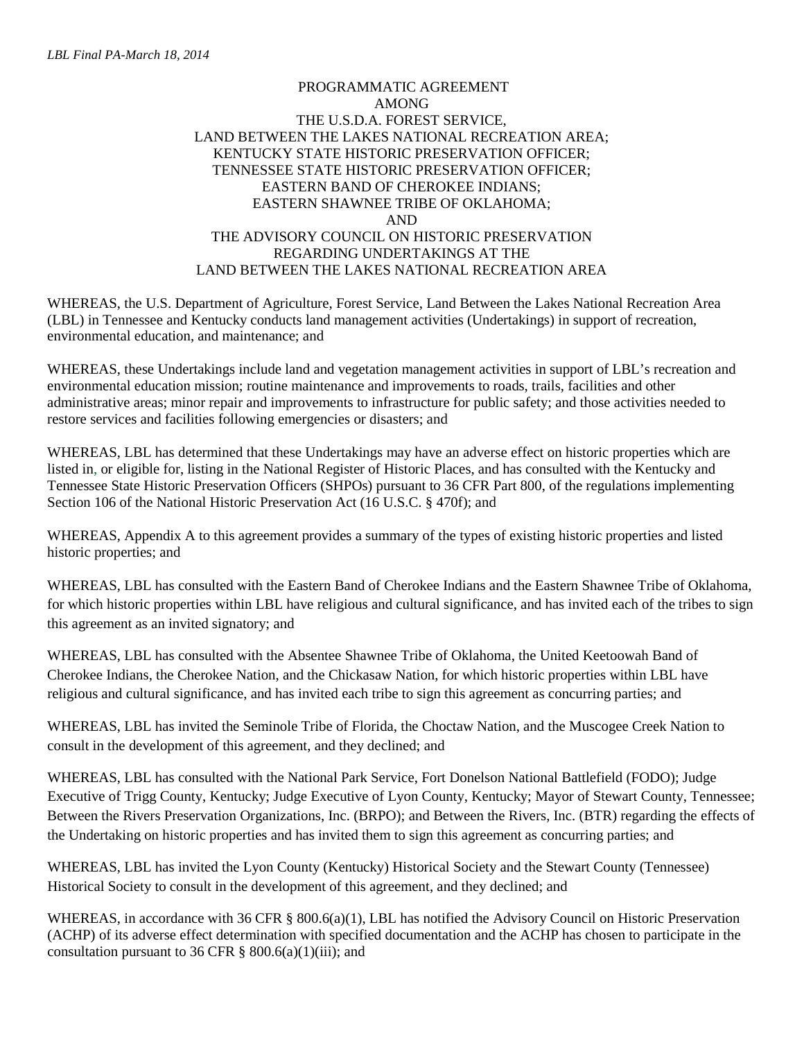*LBL Final PA-March 18, 2014*

# PROGRAMMATIC AGREEMENT
AMONG
THE U.S.D.A. FOREST SERVICE,
LAND BETWEEN THE LAKES NATIONAL RECREATION AREA;
KENTUCKY STATE HISTORIC PRESERVATION OFFICER;
TENNESSEE STATE HISTORIC PRESERVATION OFFICER;
EASTERN BAND OF CHEROKEE INDIANS;
EASTERN SHAWNEE TRIBE OF OKLAHOMA;
AND
THE ADVISORY COUNCIL ON HISTORIC PRESERVATION
REGARDING UNDERTAKINGS AT THE
LAND BETWEEN THE LAKES NATIONAL RECREATION AREA

WHEREAS, the U.S. Department of Agriculture, Forest Service, Land Between the Lakes National Recreation Area (LBL) in Tennessee and Kentucky conducts land management activities (Undertakings) in support of recreation, environmental education, and maintenance; and

WHEREAS, these Undertakings include land and vegetation management activities in support of LBL's recreation and environmental education mission; routine maintenance and improvements to roads, trails, facilities and other administrative areas; minor repair and improvements to infrastructure for public safety; and those activities needed to restore services and facilities following emergencies or disasters; and

WHEREAS, LBL has determined that these Undertakings may have an adverse effect on historic properties which are listed in, or eligible for, listing in the National Register of Historic Places, and has consulted with the Kentucky and Tennessee State Historic Preservation Officers (SHPOs) pursuant to 36 CFR Part 800, of the regulations implementing Section 106 of the National Historic Preservation Act (16 U.S.C. § 470f); and

WHEREAS, Appendix A to this agreement provides a summary of the types of existing historic properties and listed historic properties; and

WHEREAS, LBL has consulted with the Eastern Band of Cherokee Indians and the Eastern Shawnee Tribe of Oklahoma, for which historic properties within LBL have religious and cultural significance, and has invited each of the tribes to sign this agreement as an invited signatory; and

WHEREAS, LBL has consulted with the Absentee Shawnee Tribe of Oklahoma, the United Keetoowah Band of Cherokee Indians, the Cherokee Nation, and the Chickasaw Nation, for which historic properties within LBL have religious and cultural significance, and has invited each tribe to sign this agreement as concurring parties; and

WHEREAS, LBL has invited the Seminole Tribe of Florida, the Choctaw Nation, and the Muscogee Creek Nation to consult in the development of this agreement, and they declined; and

WHEREAS, LBL has consulted with the National Park Service, Fort Donelson National Battlefield (FODO); Judge Executive of Trigg County, Kentucky; Judge Executive of Lyon County, Kentucky; Mayor of Stewart County, Tennessee; Between the Rivers Preservation Organizations, Inc. (BRPO); and Between the Rivers, Inc. (BTR) regarding the effects of the Undertaking on historic properties and has invited them to sign this agreement as concurring parties; and

WHEREAS, LBL has invited the Lyon County (Kentucky) Historical Society and the Stewart County (Tennessee) Historical Society to consult in the development of this agreement, and they declined; and

WHEREAS, in accordance with 36 CFR § 800.6(a)(1), LBL has notified the Advisory Council on Historic Preservation (ACHP) of its adverse effect determination with specified documentation and the ACHP has chosen to participate in the consultation pursuant to 36 CFR § 800.6(a)(1)(iii); and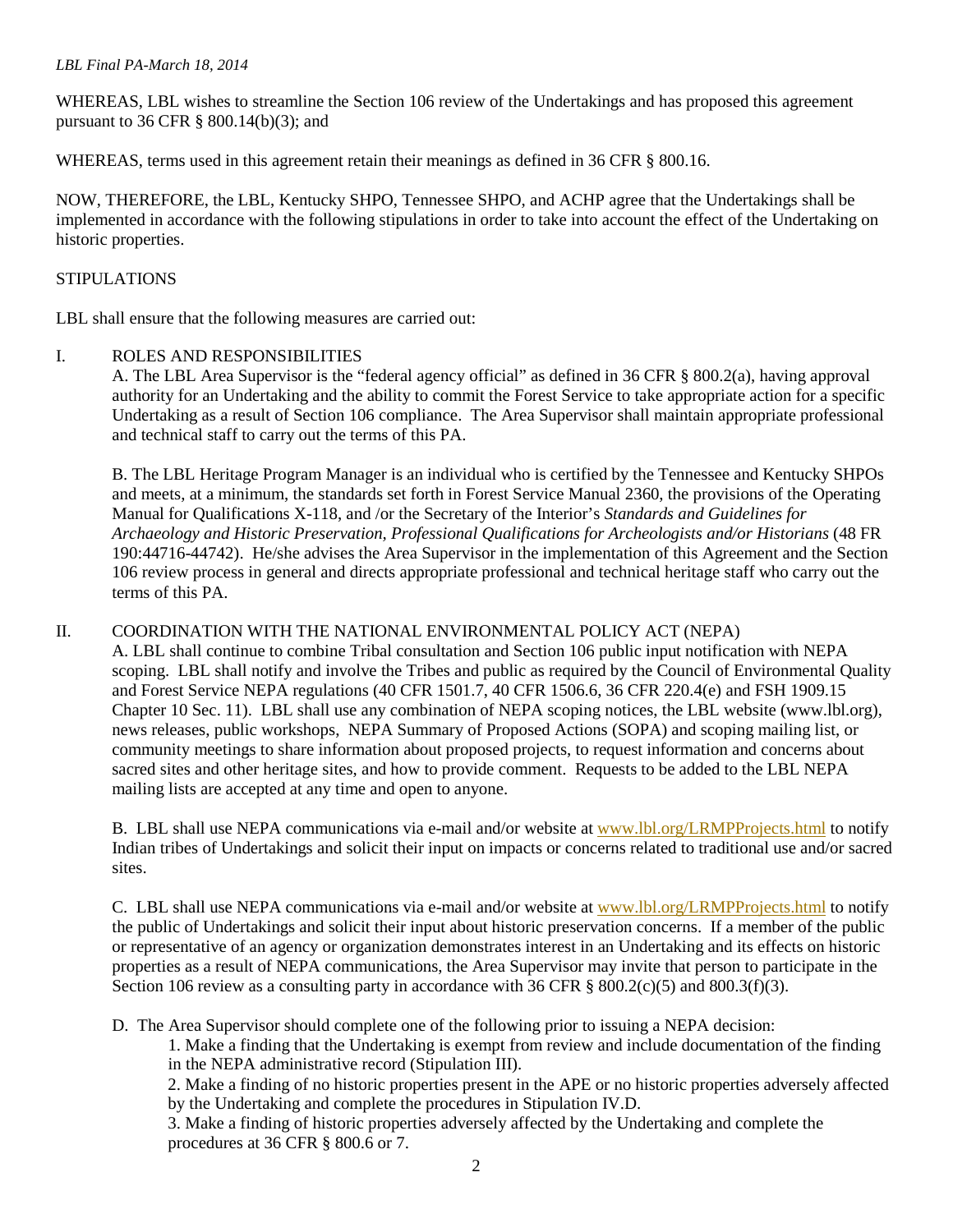WHEREAS, LBL wishes to streamline the Section 106 review of the Undertakings and has proposed this agreement pursuant to 36 CFR § 800.14(b)(3); and

WHEREAS, terms used in this agreement retain their meanings as defined in 36 CFR § 800.16.

NOW, THEREFORE, the LBL, Kentucky SHPO, Tennessee SHPO, and ACHP agree that the Undertakings shall be implemented in accordance with the following stipulations in order to take into account the effect of the Undertaking on historic properties.

STIPULATIONS

LBL shall ensure that the following measures are carried out:

I. ROLES AND RESPONSIBILITIES

A. The LBL Area Supervisor is the "federal agency official" as defined in 36 CFR § 800.2(a), having approval authority for an Undertaking and the ability to commit the Forest Service to take appropriate action for a specific Undertaking as a result of Section 106 compliance. The Area Supervisor shall maintain appropriate professional and technical staff to carry out the terms of this PA.

B. The LBL Heritage Program Manager is an individual who is certified by the Tennessee and Kentucky SHPOs and meets, at a minimum, the standards set forth in Forest Service Manual 2360, the provisions of the Operating Manual for Qualifications X-118, and /or the Secretary of the Interior's *Standards and Guidelines for Archaeology and Historic Preservation, Professional Qualifications for Archeologists and/or Historians* (48 FR 190:44716-44742). He/she advises the Area Supervisor in the implementation of this Agreement and the Section 106 review process in general and directs appropriate professional and technical heritage staff who carry out the terms of this PA.

II. COORDINATION WITH THE NATIONAL ENVIRONMENTAL POLICY ACT (NEPA)

A. LBL shall continue to combine Tribal consultation and Section 106 public input notification with NEPA scoping. LBL shall notify and involve the Tribes and public as required by the Council of Environmental Quality and Forest Service NEPA regulations (40 CFR 1501.7, 40 CFR 1506.6, 36 CFR 220.4(e) and FSH 1909.15 Chapter 10 Sec. 11). LBL shall use any combination of NEPA scoping notices, the LBL website (www.lbl.org), news releases, public workshops, NEPA Summary of Proposed Actions (SOPA) and scoping mailing list, or community meetings to share information about proposed projects, to request information and concerns about sacred sites and other heritage sites, and how to provide comment. Requests to be added to the LBL NEPA mailing lists are accepted at any time and open to anyone.

B. LBL shall use NEPA communications via e-mail and/or website at www.lbl.org/LRMPProjects.html to notify Indian tribes of Undertakings and solicit their input on impacts or concerns related to traditional use and/or sacred sites.

C. LBL shall use NEPA communications via e-mail and/or website at www.lbl.org/LRMPProjects.html to notify the public of Undertakings and solicit their input about historic preservation concerns. If a member of the public or representative of an agency or organization demonstrates interest in an Undertaking and its effects on historic properties as a result of NEPA communications, the Area Supervisor may invite that person to participate in the Section 106 review as a consulting party in accordance with 36 CFR § 800.2(c)(5) and 800.3(f)(3).

D. The Area Supervisor should complete one of the following prior to issuing a NEPA decision:

1. Make a finding that the Undertaking is exempt from review and include documentation of the finding in the NEPA administrative record (Stipulation III).
2. Make a finding of no historic properties present in the APE or no historic properties adversely affected by the Undertaking and complete the procedures in Stipulation IV.D.
3. Make a finding of historic properties adversely affected by the Undertaking and complete the procedures at 36 CFR § 800.6 or 7.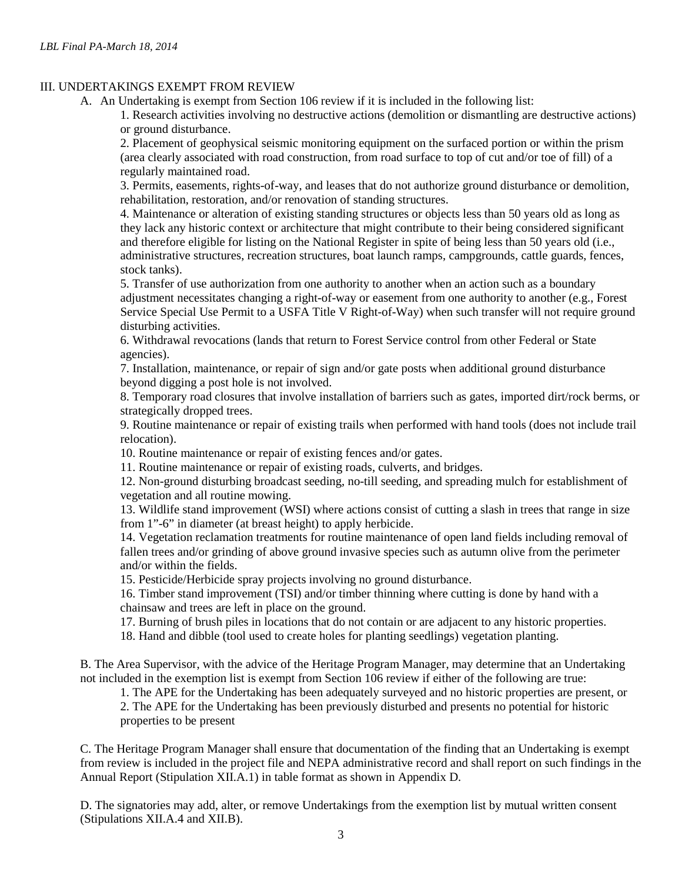## III. UNDERTAKINGS EXEMPT FROM REVIEW

A. An Undertaking is exempt from Section 106 review if it is included in the following list:

1. Research activities involving no destructive actions (demolition or dismantling are destructive actions) or ground disturbance.
2. Placement of geophysical seismic monitoring equipment on the surfaced portion or within the prism (area clearly associated with road construction, from road surface to top of cut and/or toe of fill) of a regularly maintained road.
3. Permits, easements, rights-of-way, and leases that do not authorize ground disturbance or demolition, rehabilitation, restoration, and/or renovation of standing structures.
4. Maintenance or alteration of existing standing structures or objects less than 50 years old as long as they lack any historic context or architecture that might contribute to their being considered significant and therefore eligible for listing on the National Register in spite of being less than 50 years old (i.e., administrative structures, recreation structures, boat launch ramps, campgrounds, cattle guards, fences, stock tanks).
5. Transfer of use authorization from one authority to another when an action such as a boundary adjustment necessitates changing a right-of-way or easement from one authority to another (e.g., Forest Service Special Use Permit to a USFA Title V Right-of-Way) when such transfer will not require ground disturbing activities.
6. Withdrawal revocations (lands that return to Forest Service control from other Federal or State agencies).
7. Installation, maintenance, or repair of sign and/or gate posts when additional ground disturbance beyond digging a post hole is not involved.
8. Temporary road closures that involve installation of barriers such as gates, imported dirt/rock berms, or strategically dropped trees.
9. Routine maintenance or repair of existing trails when performed with hand tools (does not include trail relocation).
10. Routine maintenance or repair of existing fences and/or gates.
11. Routine maintenance or repair of existing roads, culverts, and bridges.
12. Non-ground disturbing broadcast seeding, no-till seeding, and spreading mulch for establishment of vegetation and all routine mowing.
13. Wildlife stand improvement (WSI) where actions consist of cutting a slash in trees that range in size from 1"-6" in diameter (at breast height) to apply herbicide.
14. Vegetation reclamation treatments for routine maintenance of open land fields including removal of fallen trees and/or grinding of above ground invasive species such as autumn olive from the perimeter and/or within the fields.
15. Pesticide/Herbicide spray projects involving no ground disturbance.
16. Timber stand improvement (TSI) and/or timber thinning where cutting is done by hand with a chainsaw and trees are left in place on the ground.
17. Burning of brush piles in locations that do not contain or are adjacent to any historic properties.
18. Hand and dibble (tool used to create holes for planting seedlings) vegetation planting.

B. The Area Supervisor, with the advice of the Heritage Program Manager, may determine that an Undertaking not included in the exemption list is exempt from Section 106 review if either of the following are true:

1. The APE for the Undertaking has been adequately surveyed and no historic properties are present, or
2. The APE for the Undertaking has been previously disturbed and presents no potential for historic properties to be present

C. The Heritage Program Manager shall ensure that documentation of the finding that an Undertaking is exempt from review is included in the project file and NEPA administrative record and shall report on such findings in the Annual Report (Stipulation XII.A.1) in table format as shown in Appendix D.

D. The signatories may add, alter, or remove Undertakings from the exemption list by mutual written consent (Stipulations XII.A.4 and XII.B).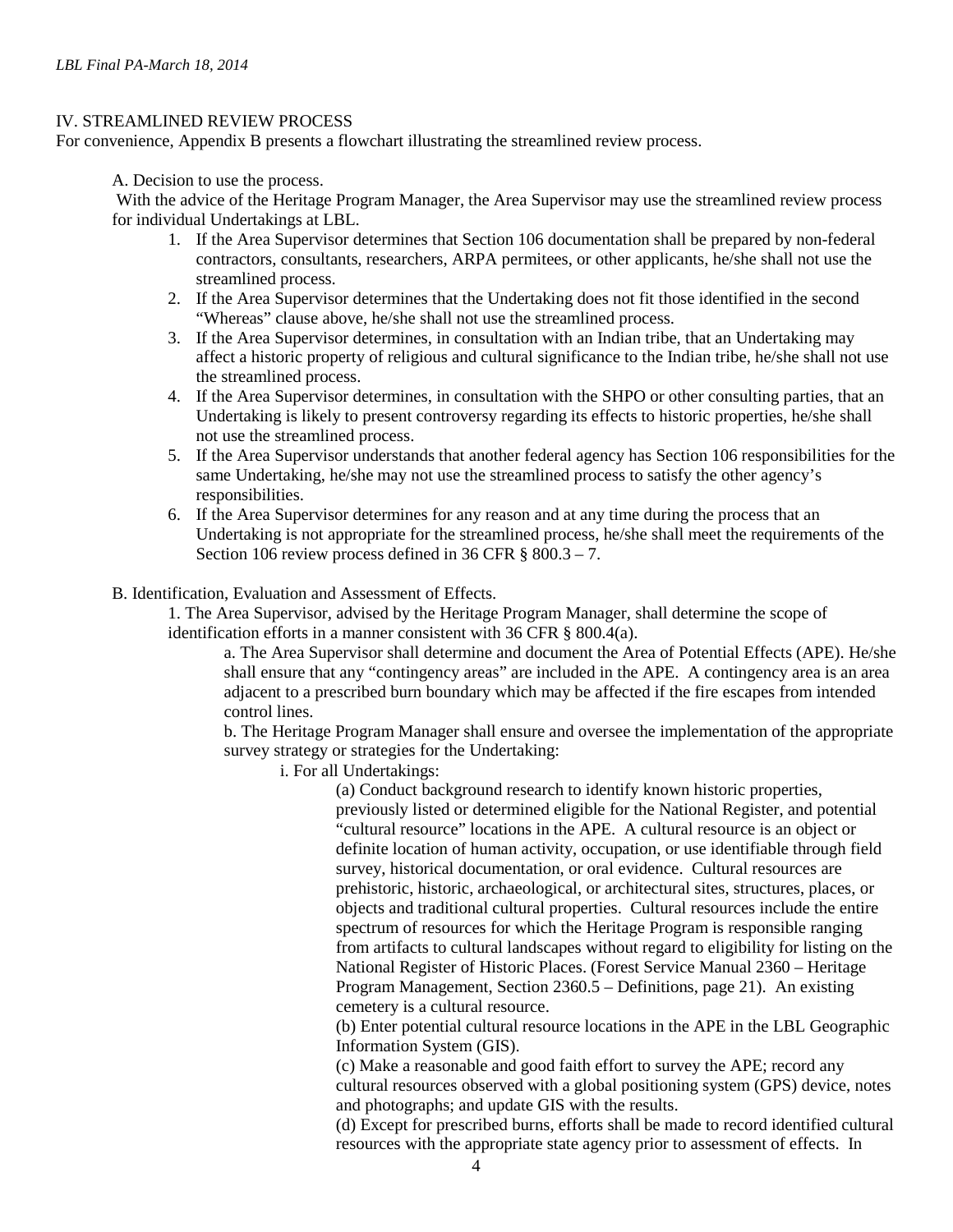## IV. STREAMLINED REVIEW PROCESS

For convenience, Appendix B presents a flowchart illustrating the streamlined review process.

A. Decision to use the process.

With the advice of the Heritage Program Manager, the Area Supervisor may use the streamlined review process for individual Undertakings at LBL.

1. If the Area Supervisor determines that Section 106 documentation shall be prepared by non-federal contractors, consultants, researchers, ARPA permitees, or other applicants, he/she shall not use the streamlined process.
2. If the Area Supervisor determines that the Undertaking does not fit those identified in the second "Whereas" clause above, he/she shall not use the streamlined process.
3. If the Area Supervisor determines, in consultation with an Indian tribe, that an Undertaking may affect a historic property of religious and cultural significance to the Indian tribe, he/she shall not use the streamlined process.
4. If the Area Supervisor determines, in consultation with the SHPO or other consulting parties, that an Undertaking is likely to present controversy regarding its effects to historic properties, he/she shall not use the streamlined process.
5. If the Area Supervisor understands that another federal agency has Section 106 responsibilities for the same Undertaking, he/she may not use the streamlined process to satisfy the other agency's responsibilities.
6. If the Area Supervisor determines for any reason and at any time during the process that an Undertaking is not appropriate for the streamlined process, he/she shall meet the requirements of the Section 106 review process defined in 36 CFR § 800.3 – 7.

B. Identification, Evaluation and Assessment of Effects.

1. The Area Supervisor, advised by the Heritage Program Manager, shall determine the scope of identification efforts in a manner consistent with 36 CFR § 800.4(a).

a. The Area Supervisor shall determine and document the Area of Potential Effects (APE). He/she shall ensure that any "contingency areas" are included in the APE. A contingency area is an area adjacent to a prescribed burn boundary which may be affected if the fire escapes from intended control lines.

b. The Heritage Program Manager shall ensure and oversee the implementation of the appropriate survey strategy or strategies for the Undertaking:

i. For all Undertakings:

(a) Conduct background research to identify known historic properties, previously listed or determined eligible for the National Register, and potential "cultural resource" locations in the APE. A cultural resource is an object or definite location of human activity, occupation, or use identifiable through field survey, historical documentation, or oral evidence. Cultural resources are prehistoric, historic, archaeological, or architectural sites, structures, places, or objects and traditional cultural properties. Cultural resources include the entire spectrum of resources for which the Heritage Program is responsible ranging from artifacts to cultural landscapes without regard to eligibility for listing on the National Register of Historic Places. (Forest Service Manual 2360 – Heritage Program Management, Section 2360.5 – Definitions, page 21). An existing cemetery is a cultural resource.

(b) Enter potential cultural resource locations in the APE in the LBL Geographic Information System (GIS).

(c) Make a reasonable and good faith effort to survey the APE; record any cultural resources observed with a global positioning system (GPS) device, notes and photographs; and update GIS with the results.

(d) Except for prescribed burns, efforts shall be made to record identified cultural resources with the appropriate state agency prior to assessment of effects. In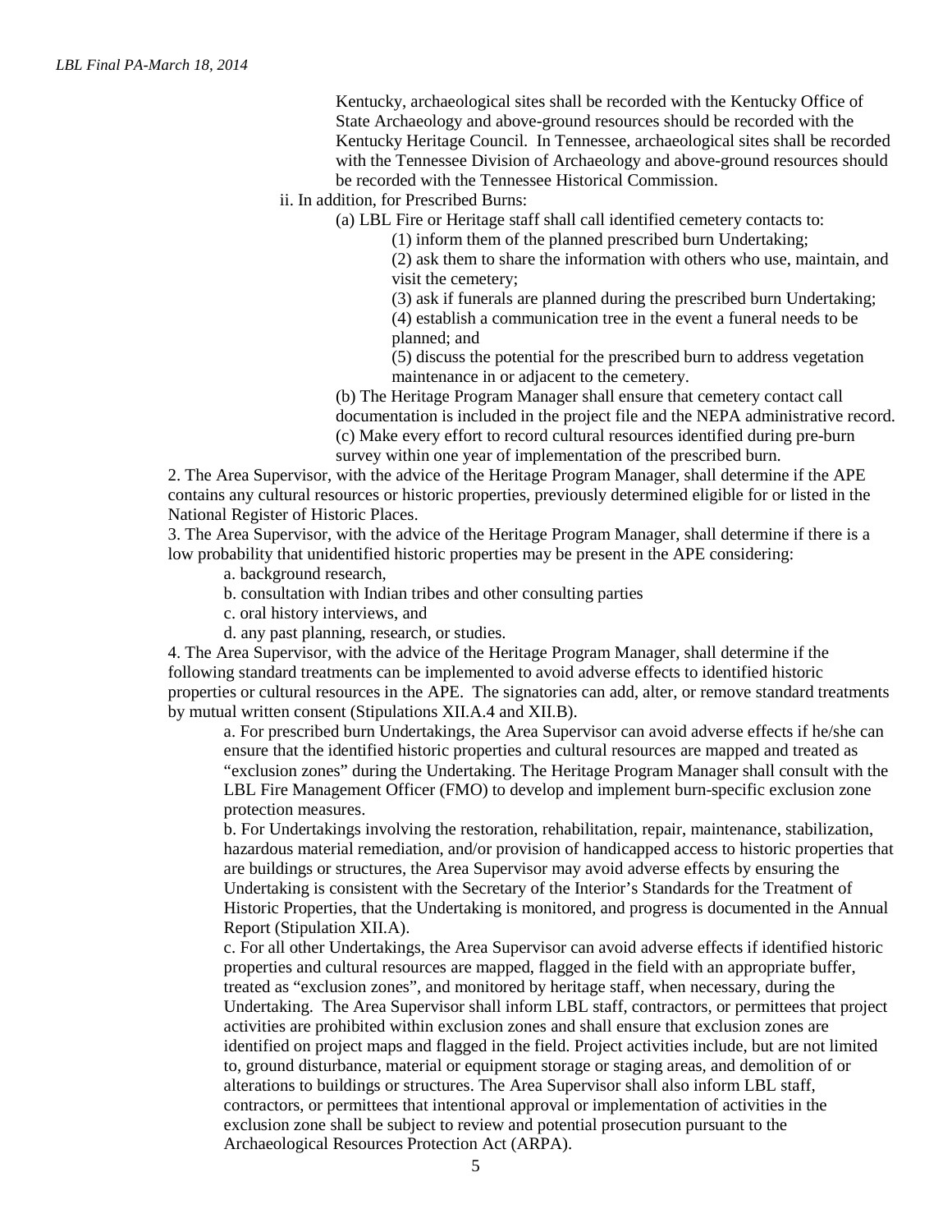Kentucky, archaeological sites shall be recorded with the Kentucky Office of State Archaeology and above-ground resources should be recorded with the Kentucky Heritage Council. In Tennessee, archaeological sites shall be recorded with the Tennessee Division of Archaeology and above-ground resources should be recorded with the Tennessee Historical Commission.

ii. In addition, for Prescribed Burns:

(a) LBL Fire or Heritage staff shall call identified cemetery contacts to:

(1) inform them of the planned prescribed burn Undertaking;

(2) ask them to share the information with others who use, maintain, and visit the cemetery;

(3) ask if funerals are planned during the prescribed burn Undertaking;

(4) establish a communication tree in the event a funeral needs to be planned; and

(5) discuss the potential for the prescribed burn to address vegetation maintenance in or adjacent to the cemetery.

(b) The Heritage Program Manager shall ensure that cemetery contact call documentation is included in the project file and the NEPA administrative record.

(c) Make every effort to record cultural resources identified during pre-burn survey within one year of implementation of the prescribed burn.

2. The Area Supervisor, with the advice of the Heritage Program Manager, shall determine if the APE contains any cultural resources or historic properties, previously determined eligible for or listed in the National Register of Historic Places.

3. The Area Supervisor, with the advice of the Heritage Program Manager, shall determine if there is a low probability that unidentified historic properties may be present in the APE considering:

a. background research,

b. consultation with Indian tribes and other consulting parties

c. oral history interviews, and

d. any past planning, research, or studies.

4. The Area Supervisor, with the advice of the Heritage Program Manager, shall determine if the following standard treatments can be implemented to avoid adverse effects to identified historic properties or cultural resources in the APE. The signatories can add, alter, or remove standard treatments by mutual written consent (Stipulations XII.A.4 and XII.B).

a. For prescribed burn Undertakings, the Area Supervisor can avoid adverse effects if he/she can ensure that the identified historic properties and cultural resources are mapped and treated as "exclusion zones" during the Undertaking. The Heritage Program Manager shall consult with the LBL Fire Management Officer (FMO) to develop and implement burn-specific exclusion zone protection measures.

b. For Undertakings involving the restoration, rehabilitation, repair, maintenance, stabilization, hazardous material remediation, and/or provision of handicapped access to historic properties that are buildings or structures, the Area Supervisor may avoid adverse effects by ensuring the Undertaking is consistent with the Secretary of the Interior's Standards for the Treatment of Historic Properties, that the Undertaking is monitored, and progress is documented in the Annual Report (Stipulation XII.A).

c. For all other Undertakings, the Area Supervisor can avoid adverse effects if identified historic properties and cultural resources are mapped, flagged in the field with an appropriate buffer, treated as "exclusion zones", and monitored by heritage staff, when necessary, during the Undertaking. The Area Supervisor shall inform LBL staff, contractors, or permittees that project activities are prohibited within exclusion zones and shall ensure that exclusion zones are identified on project maps and flagged in the field. Project activities include, but are not limited to, ground disturbance, material or equipment storage or staging areas, and demolition of or alterations to buildings or structures. The Area Supervisor shall also inform LBL staff, contractors, or permittees that intentional approval or implementation of activities in the exclusion zone shall be subject to review and potential prosecution pursuant to the Archaeological Resources Protection Act (ARPA).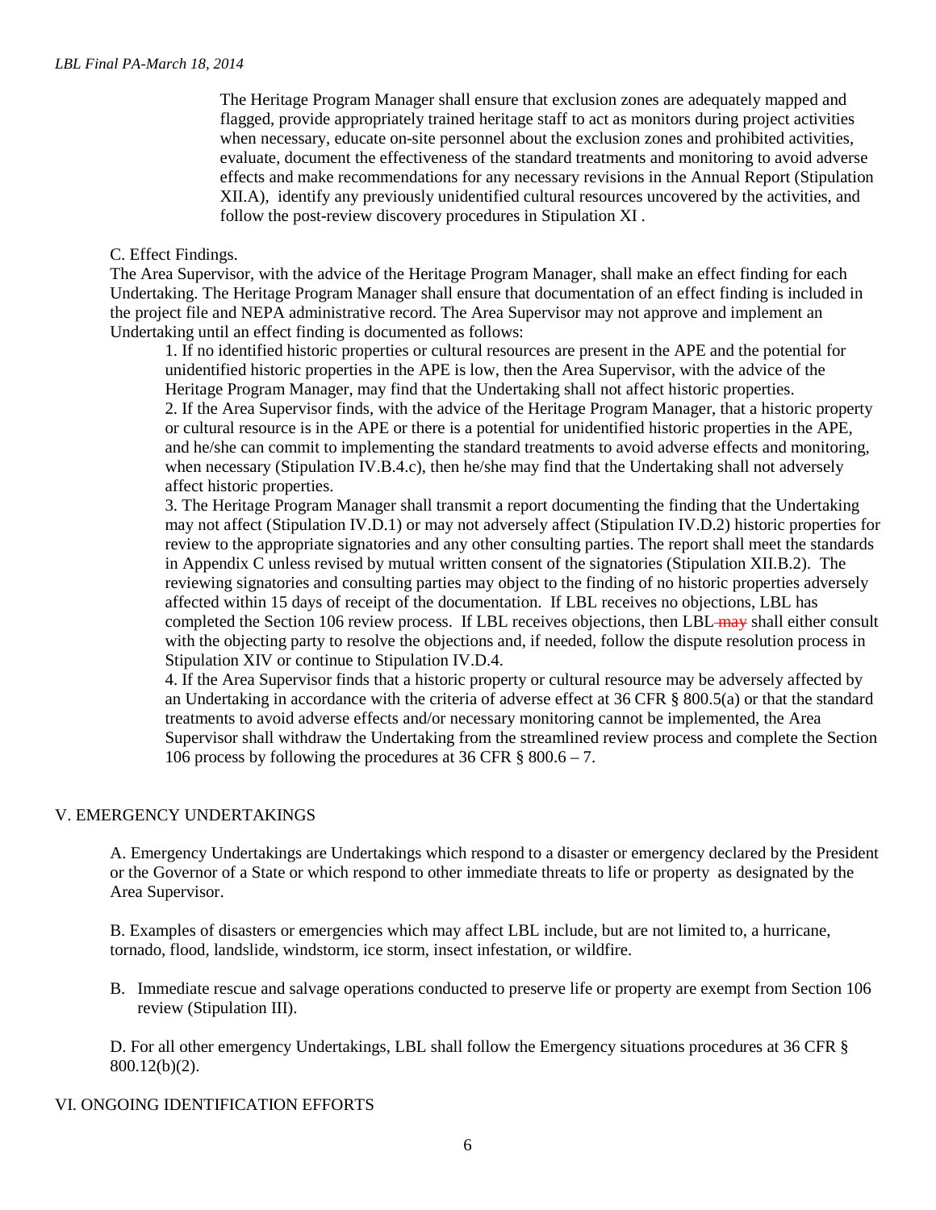The Heritage Program Manager shall ensure that exclusion zones are adequately mapped and flagged, provide appropriately trained heritage staff to act as monitors during project activities when necessary, educate on-site personnel about the exclusion zones and prohibited activities, evaluate, document the effectiveness of the standard treatments and monitoring to avoid adverse effects and make recommendations for any necessary revisions in the Annual Report (Stipulation XII.A), identify any previously unidentified cultural resources uncovered by the activities, and follow the post-review discovery procedures in Stipulation XI .

C. Effect Findings.

The Area Supervisor, with the advice of the Heritage Program Manager, shall make an effect finding for each Undertaking. The Heritage Program Manager shall ensure that documentation of an effect finding is included in the project file and NEPA administrative record. The Area Supervisor may not approve and implement an Undertaking until an effect finding is documented as follows:

1. If no identified historic properties or cultural resources are present in the APE and the potential for unidentified historic properties in the APE is low, then the Area Supervisor, with the advice of the Heritage Program Manager, may find that the Undertaking shall not affect historic properties.
2. If the Area Supervisor finds, with the advice of the Heritage Program Manager, that a historic property or cultural resource is in the APE or there is a potential for unidentified historic properties in the APE, and he/she can commit to implementing the standard treatments to avoid adverse effects and monitoring, when necessary (Stipulation IV.B.4.c), then he/she may find that the Undertaking shall not adversely affect historic properties.
3. The Heritage Program Manager shall transmit a report documenting the finding that the Undertaking may not affect (Stipulation IV.D.1) or may not adversely affect (Stipulation IV.D.2) historic properties for review to the appropriate signatories and any other consulting parties. The report shall meet the standards in Appendix C unless revised by mutual written consent of the signatories (Stipulation XII.B.2). The reviewing signatories and consulting parties may object to the finding of no historic properties adversely affected within 15 days of receipt of the documentation. If LBL receives no objections, LBL has completed the Section 106 review process. If LBL receives objections, then LBL ~~may~~ shall either consult with the objecting party to resolve the objections and, if needed, follow the dispute resolution process in Stipulation XIV or continue to Stipulation IV.D.4.
4. If the Area Supervisor finds that a historic property or cultural resource may be adversely affected by an Undertaking in accordance with the criteria of adverse effect at 36 CFR § 800.5(a) or that the standard treatments to avoid adverse effects and/or necessary monitoring cannot be implemented, the Area Supervisor shall withdraw the Undertaking from the streamlined review process and complete the Section 106 process by following the procedures at 36 CFR § 800.6 – 7.

## V. EMERGENCY UNDERTAKINGS

A. Emergency Undertakings are Undertakings which respond to a disaster or emergency declared by the President or the Governor of a State or which respond to other immediate threats to life or property as designated by the Area Supervisor.

B. Examples of disasters or emergencies which may affect LBL include, but are not limited to, a hurricane, tornado, flood, landslide, windstorm, ice storm, insect infestation, or wildfire.

B. Immediate rescue and salvage operations conducted to preserve life or property are exempt from Section 106 review (Stipulation III).

D. For all other emergency Undertakings, LBL shall follow the Emergency situations procedures at 36 CFR § 800.12(b)(2).

## VI. ONGOING IDENTIFICATION EFFORTS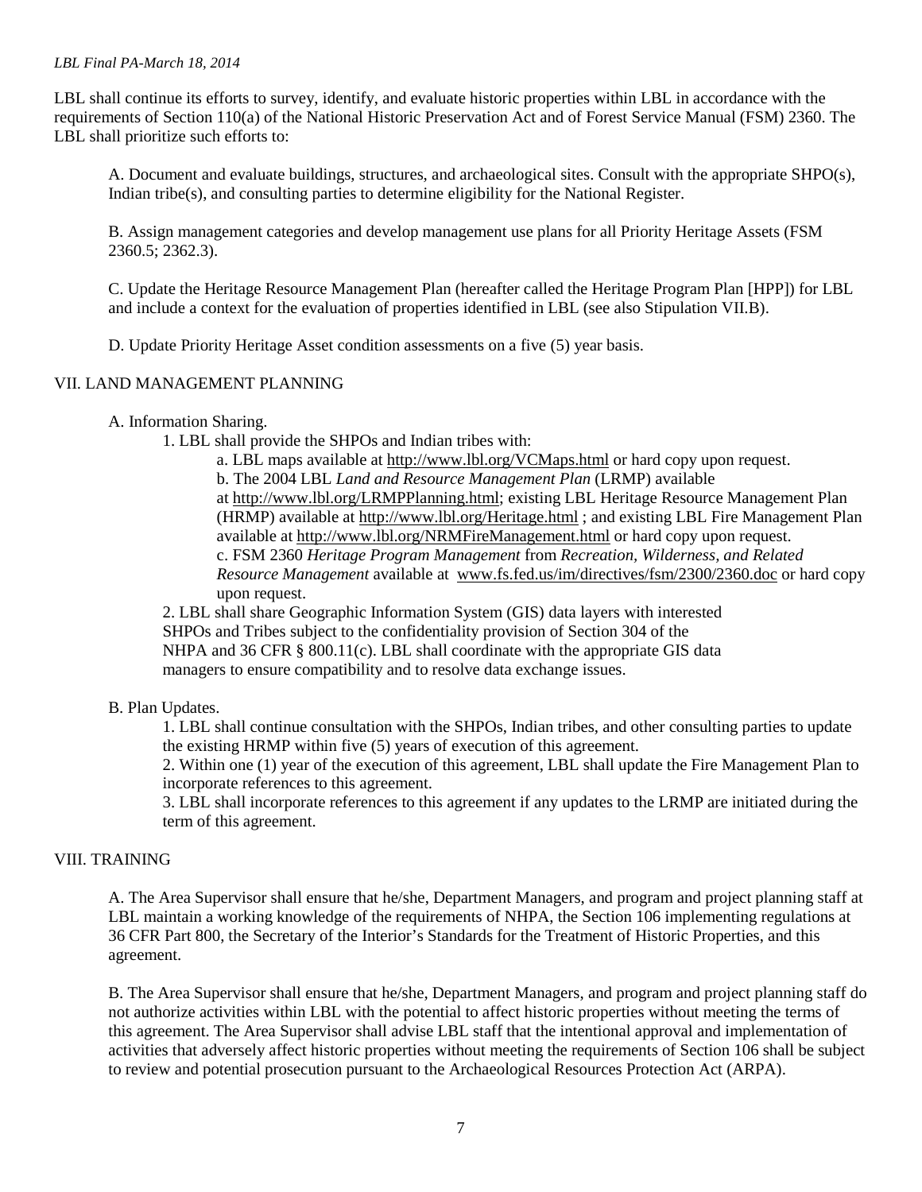LBL shall continue its efforts to survey, identify, and evaluate historic properties within LBL in accordance with the requirements of Section 110(a) of the National Historic Preservation Act and of Forest Service Manual (FSM) 2360. The LBL shall prioritize such efforts to:

A. Document and evaluate buildings, structures, and archaeological sites. Consult with the appropriate SHPO(s), Indian tribe(s), and consulting parties to determine eligibility for the National Register.

B. Assign management categories and develop management use plans for all Priority Heritage Assets (FSM 2360.5; 2362.3).

C. Update the Heritage Resource Management Plan (hereafter called the Heritage Program Plan [HPP]) for LBL and include a context for the evaluation of properties identified in LBL (see also Stipulation VII.B).

D. Update Priority Heritage Asset condition assessments on a five (5) year basis.

## VII. LAND MANAGEMENT PLANNING

A. Information Sharing.

1. LBL shall provide the SHPOs and Indian tribes with:
   a. LBL maps available at http://www.lbl.org/VCMaps.html or hard copy upon request.
   b. The 2004 LBL *Land and Resource Management Plan* (LRMP) available at http://www.lbl.org/LRMPPlanning.html; existing LBL Heritage Resource Management Plan (HRMP) available at http://www.lbl.org/Heritage.html ; and existing LBL Fire Management Plan available at http://www.lbl.org/NRMFireManagement.html or hard copy upon request.
   c. FSM 2360 *Heritage Program Management* from *Recreation, Wilderness, and Related Resource Management* available at www.fs.fed.us/im/directives/fsm/2300/2360.doc or hard copy upon request.
2. LBL shall share Geographic Information System (GIS) data layers with interested SHPOs and Tribes subject to the confidentiality provision of Section 304 of the NHPA and 36 CFR § 800.11(c). LBL shall coordinate with the appropriate GIS data managers to ensure compatibility and to resolve data exchange issues.

B. Plan Updates.

1. LBL shall continue consultation with the SHPOs, Indian tribes, and other consulting parties to update the existing HRMP within five (5) years of execution of this agreement.
2. Within one (1) year of the execution of this agreement, LBL shall update the Fire Management Plan to incorporate references to this agreement.
3. LBL shall incorporate references to this agreement if any updates to the LRMP are initiated during the term of this agreement.

## VIII. TRAINING

A. The Area Supervisor shall ensure that he/she, Department Managers, and program and project planning staff at LBL maintain a working knowledge of the requirements of NHPA, the Section 106 implementing regulations at 36 CFR Part 800, the Secretary of the Interior's Standards for the Treatment of Historic Properties, and this agreement.

B. The Area Supervisor shall ensure that he/she, Department Managers, and program and project planning staff do not authorize activities within LBL with the potential to affect historic properties without meeting the terms of this agreement. The Area Supervisor shall advise LBL staff that the intentional approval and implementation of activities that adversely affect historic properties without meeting the requirements of Section 106 shall be subject to review and potential prosecution pursuant to the Archaeological Resources Protection Act (ARPA).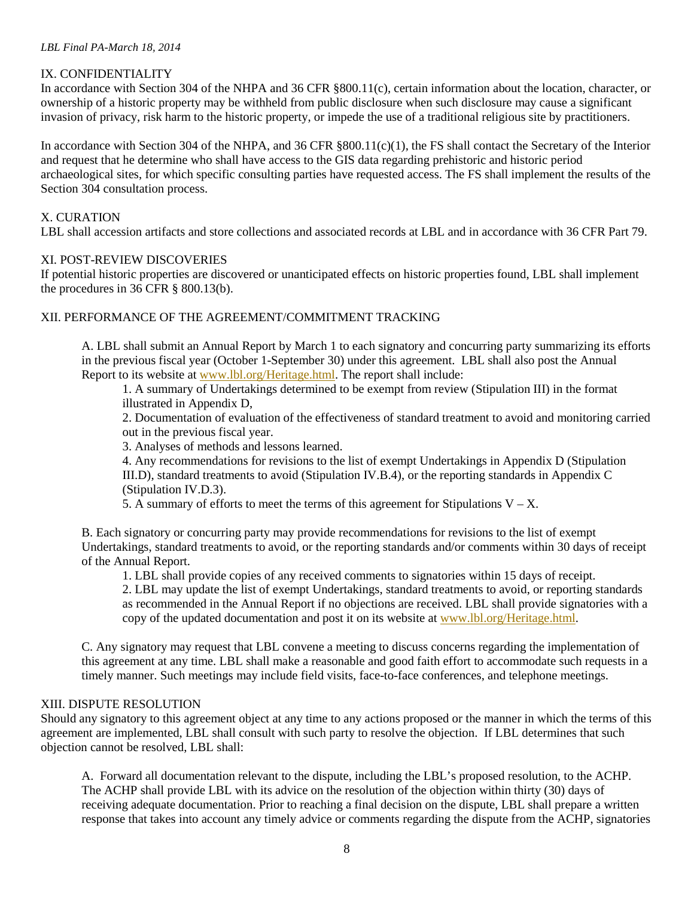## IX. CONFIDENTIALITY

In accordance with Section 304 of the NHPA and 36 CFR §800.11(c), certain information about the location, character, or ownership of a historic property may be withheld from public disclosure when such disclosure may cause a significant invasion of privacy, risk harm to the historic property, or impede the use of a traditional religious site by practitioners.

In accordance with Section 304 of the NHPA, and 36 CFR §800.11(c)(1), the FS shall contact the Secretary of the Interior and request that he determine who shall have access to the GIS data regarding prehistoric and historic period archaeological sites, for which specific consulting parties have requested access. The FS shall implement the results of the Section 304 consultation process.

## X. CURATION

LBL shall accession artifacts and store collections and associated records at LBL and in accordance with 36 CFR Part 79.

## XI. POST-REVIEW DISCOVERIES

If potential historic properties are discovered or unanticipated effects on historic properties found, LBL shall implement the procedures in 36 CFR § 800.13(b).

## XII. PERFORMANCE OF THE AGREEMENT/COMMITMENT TRACKING

A. LBL shall submit an Annual Report by March 1 to each signatory and concurring party summarizing its efforts in the previous fiscal year (October 1-September 30) under this agreement. LBL shall also post the Annual Report to its website at www.lbl.org/Heritage.html. The report shall include:

1. A summary of Undertakings determined to be exempt from review (Stipulation III) in the format illustrated in Appendix D,
2. Documentation of evaluation of the effectiveness of standard treatment to avoid and monitoring carried out in the previous fiscal year.
3. Analyses of methods and lessons learned.
4. Any recommendations for revisions to the list of exempt Undertakings in Appendix D (Stipulation III.D), standard treatments to avoid (Stipulation IV.B.4), or the reporting standards in Appendix C (Stipulation IV.D.3).
5. A summary of efforts to meet the terms of this agreement for Stipulations V – X.

B. Each signatory or concurring party may provide recommendations for revisions to the list of exempt Undertakings, standard treatments to avoid, or the reporting standards and/or comments within 30 days of receipt of the Annual Report.

1. LBL shall provide copies of any received comments to signatories within 15 days of receipt.
2. LBL may update the list of exempt Undertakings, standard treatments to avoid, or reporting standards as recommended in the Annual Report if no objections are received. LBL shall provide signatories with a copy of the updated documentation and post it on its website at www.lbl.org/Heritage.html.

C. Any signatory may request that LBL convene a meeting to discuss concerns regarding the implementation of this agreement at any time. LBL shall make a reasonable and good faith effort to accommodate such requests in a timely manner. Such meetings may include field visits, face-to-face conferences, and telephone meetings.

## XIII. DISPUTE RESOLUTION

Should any signatory to this agreement object at any time to any actions proposed or the manner in which the terms of this agreement are implemented, LBL shall consult with such party to resolve the objection. If LBL determines that such objection cannot be resolved, LBL shall:

A. Forward all documentation relevant to the dispute, including the LBL's proposed resolution, to the ACHP. The ACHP shall provide LBL with its advice on the resolution of the objection within thirty (30) days of receiving adequate documentation. Prior to reaching a final decision on the dispute, LBL shall prepare a written response that takes into account any timely advice or comments regarding the dispute from the ACHP, signatories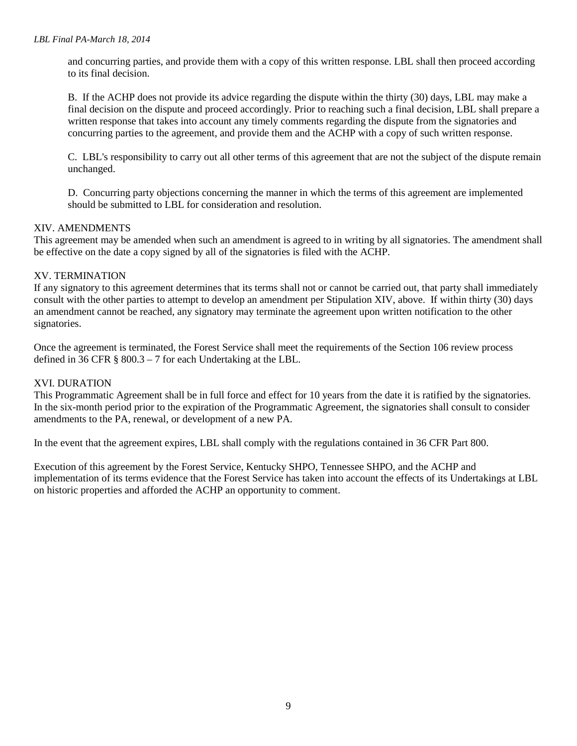and concurring parties, and provide them with a copy of this written response. LBL shall then proceed according to its final decision.

B. If the ACHP does not provide its advice regarding the dispute within the thirty (30) days, LBL may make a final decision on the dispute and proceed accordingly. Prior to reaching such a final decision, LBL shall prepare a written response that takes into account any timely comments regarding the dispute from the signatories and concurring parties to the agreement, and provide them and the ACHP with a copy of such written response.

C. LBL's responsibility to carry out all other terms of this agreement that are not the subject of the dispute remain unchanged.

D. Concurring party objections concerning the manner in which the terms of this agreement are implemented should be submitted to LBL for consideration and resolution.

## XIV. AMENDMENTS

This agreement may be amended when such an amendment is agreed to in writing by all signatories. The amendment shall be effective on the date a copy signed by all of the signatories is filed with the ACHP.

## XV. TERMINATION

If any signatory to this agreement determines that its terms shall not or cannot be carried out, that party shall immediately consult with the other parties to attempt to develop an amendment per Stipulation XIV, above. If within thirty (30) days an amendment cannot be reached, any signatory may terminate the agreement upon written notification to the other signatories.

Once the agreement is terminated, the Forest Service shall meet the requirements of the Section 106 review process defined in 36 CFR § 800.3 – 7 for each Undertaking at the LBL.

## XVI. DURATION

This Programmatic Agreement shall be in full force and effect for 10 years from the date it is ratified by the signatories. In the six-month period prior to the expiration of the Programmatic Agreement, the signatories shall consult to consider amendments to the PA, renewal, or development of a new PA.

In the event that the agreement expires, LBL shall comply with the regulations contained in 36 CFR Part 800.

Execution of this agreement by the Forest Service, Kentucky SHPO, Tennessee SHPO, and the ACHP and implementation of its terms evidence that the Forest Service has taken into account the effects of its Undertakings at LBL on historic properties and afforded the ACHP an opportunity to comment.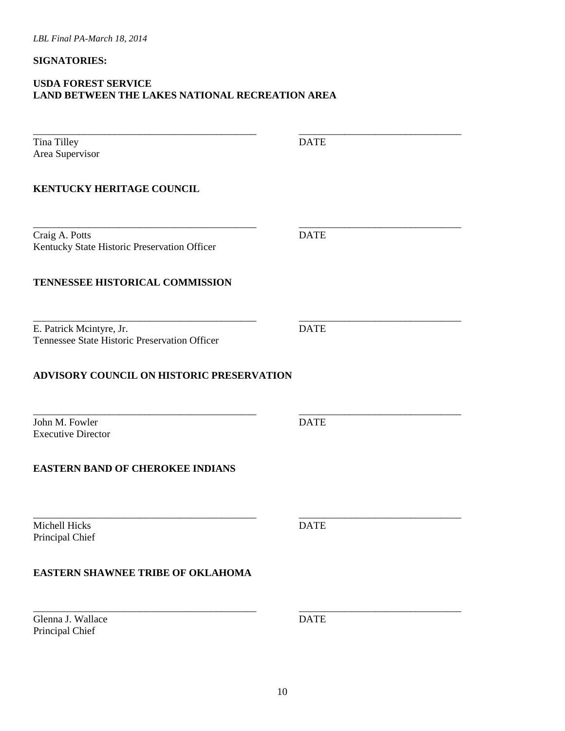**SIGNATORIES:**

**USDA FOREST SERVICE**
**LAND BETWEEN THE LAKES NATIONAL RECREATION AREA**

_____________________________________________ _______________________________

Tina Tilley DATE
Area Supervisor

**KENTUCKY HERITAGE COUNCIL**

_____________________________________________ _______________________________

Craig A. Potts DATE
Kentucky State Historic Preservation Officer

**TENNESSEE HISTORICAL COMMISSION**

_____________________________________________ _______________________________

E. Patrick Mcintyre, Jr. DATE
Tennessee State Historic Preservation Officer

**ADVISORY COUNCIL ON HISTORIC PRESERVATION**

_____________________________________________ _______________________________

John M. Fowler DATE
Executive Director

**EASTERN BAND OF CHEROKEE INDIANS**

_____________________________________________ _______________________________

Michell Hicks DATE
Principal Chief

**EASTERN SHAWNEE TRIBE OF OKLAHOMA**

_____________________________________________ _______________________________

Glenna J. Wallace DATE
Principal Chief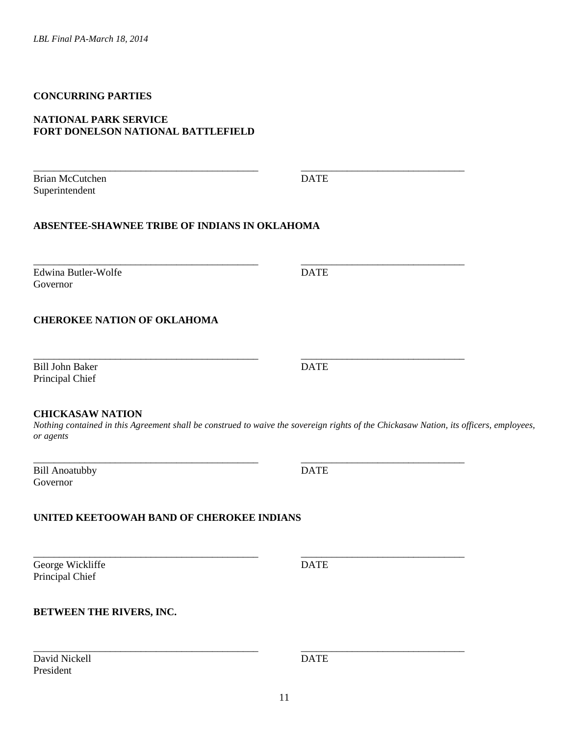**CONCURRING PARTIES**

**NATIONAL PARK SERVICE**
**FORT DONELSON NATIONAL BATTLEFIELD**

_____________________________________________ _________________________________

Brian McCutchen DATE
Superintendent

**ABSENTEE-SHAWNEE TRIBE OF INDIANS IN OKLAHOMA**

_____________________________________________ _________________________________

Edwina Butler-Wolfe DATE
Governor

**CHEROKEE NATION OF OKLAHOMA**

_____________________________________________ _________________________________

Bill John Baker DATE
Principal Chief

**CHICKASAW NATION**
*Nothing contained in this Agreement shall be construed to waive the sovereign rights of the Chickasaw Nation, its officers, employees, or agents*

_____________________________________________ _________________________________

Bill Anoatubby DATE
Governor

**UNITED KEETOOWAH BAND OF CHEROKEE INDIANS**

_____________________________________________ _________________________________

George Wickliffe DATE
Principal Chief

**BETWEEN THE RIVERS, INC.**

_____________________________________________ _________________________________

David Nickell DATE
President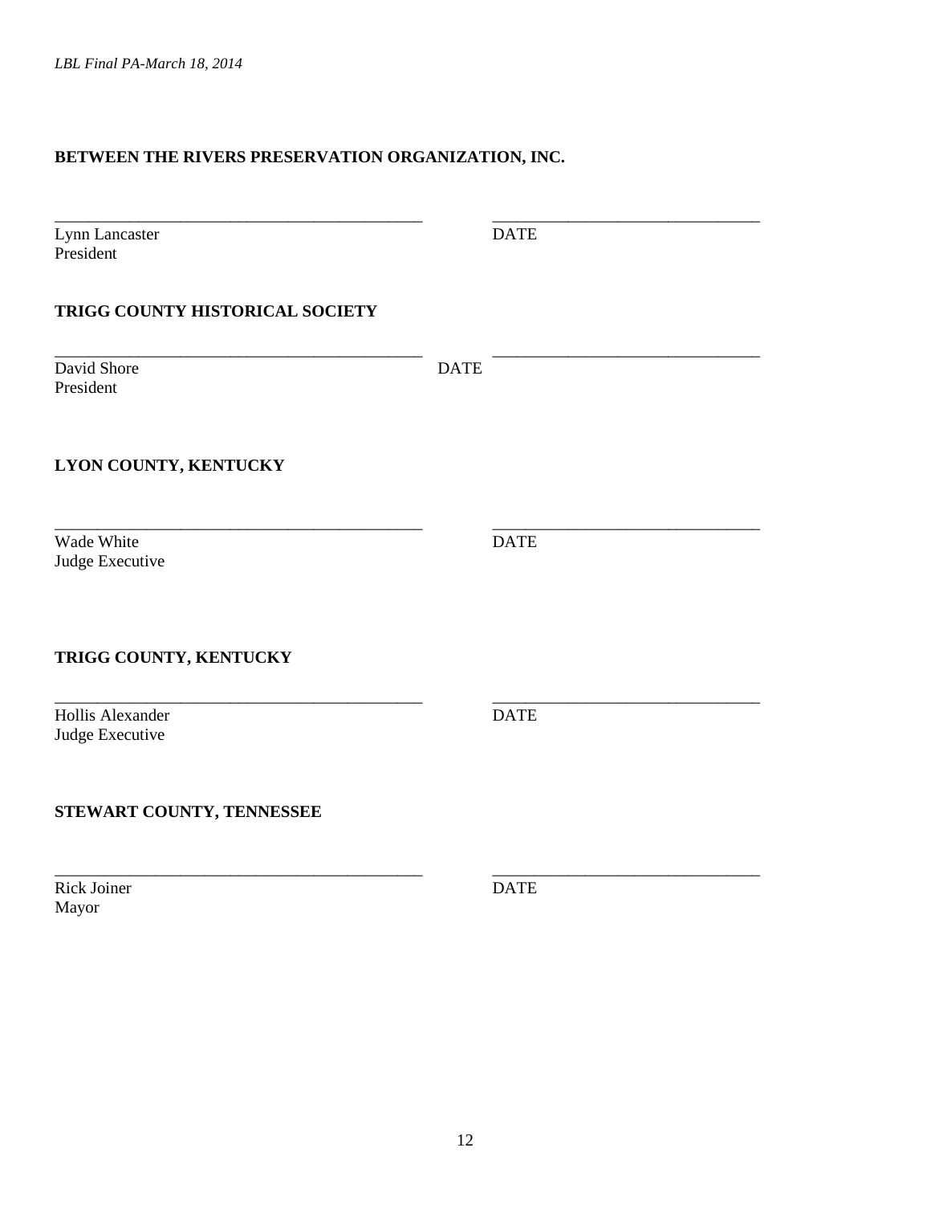**BETWEEN THE RIVERS PRESERVATION ORGANIZATION, INC.**

_____________________________________________ _______________________________

Lynn Lancaster DATE

President

**TRIGG COUNTY HISTORICAL SOCIETY**

_____________________________________________ _______________________________

David Shore DATE

President

**LYON COUNTY, KENTUCKY**

_____________________________________________ _______________________________

Wade White DATE

Judge Executive

**TRIGG COUNTY, KENTUCKY**

_____________________________________________ _______________________________

Hollis Alexander DATE

Judge Executive

**STEWART COUNTY, TENNESSEE**

_____________________________________________ _______________________________

Rick Joiner DATE

Mayor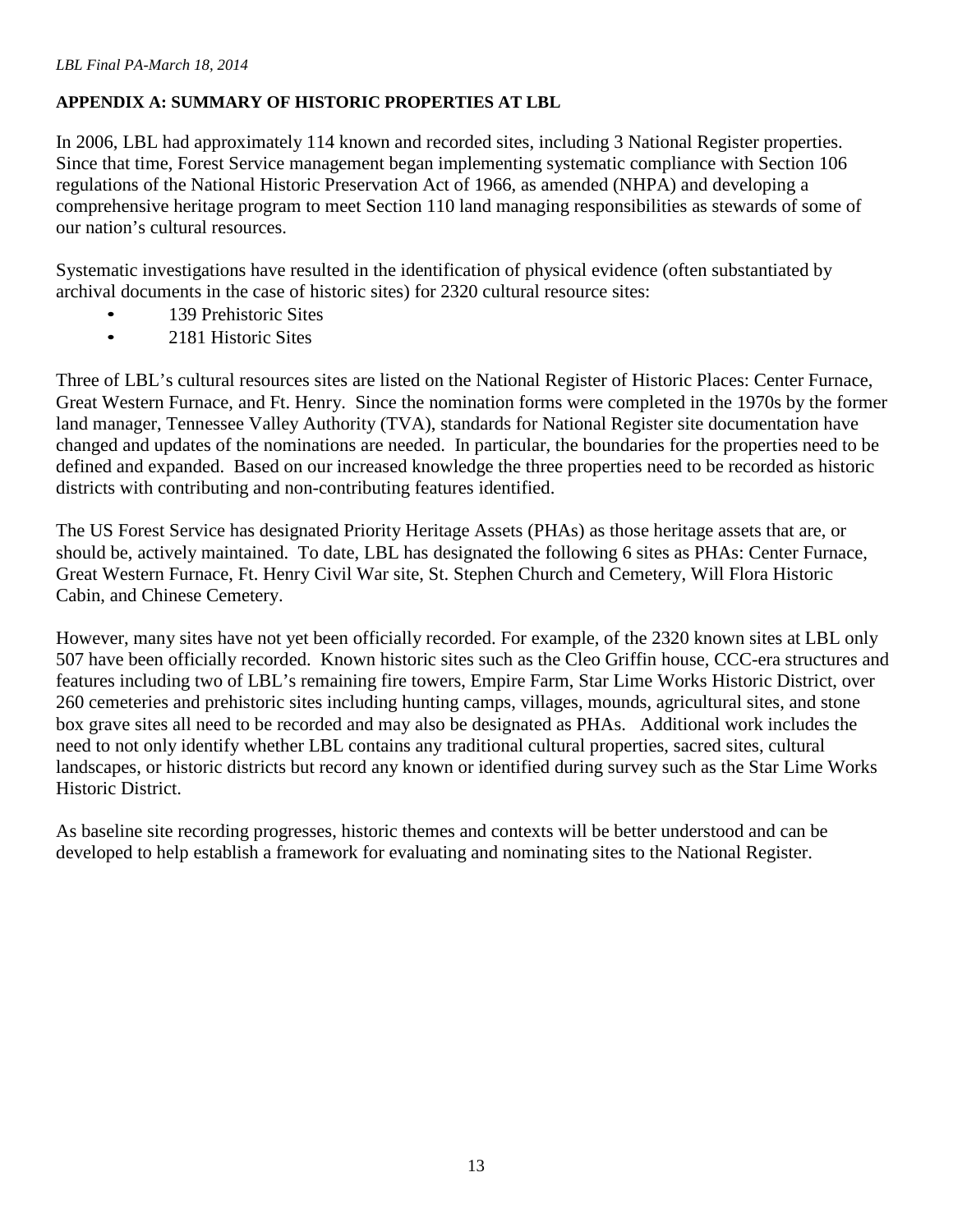## APPENDIX A: SUMMARY OF HISTORIC PROPERTIES AT LBL

In 2006, LBL had approximately 114 known and recorded sites, including 3 National Register properties. Since that time, Forest Service management began implementing systematic compliance with Section 106 regulations of the National Historic Preservation Act of 1966, as amended (NHPA) and developing a comprehensive heritage program to meet Section 110 land managing responsibilities as stewards of some of our nation's cultural resources.

Systematic investigations have resulted in the identification of physical evidence (often substantiated by archival documents in the case of historic sites) for 2320 cultural resource sites:

- 139 Prehistoric Sites
- 2181 Historic Sites

Three of LBL's cultural resources sites are listed on the National Register of Historic Places: Center Furnace, Great Western Furnace, and Ft. Henry. Since the nomination forms were completed in the 1970s by the former land manager, Tennessee Valley Authority (TVA), standards for National Register site documentation have changed and updates of the nominations are needed. In particular, the boundaries for the properties need to be defined and expanded. Based on our increased knowledge the three properties need to be recorded as historic districts with contributing and non-contributing features identified.

The US Forest Service has designated Priority Heritage Assets (PHAs) as those heritage assets that are, or should be, actively maintained. To date, LBL has designated the following 6 sites as PHAs: Center Furnace, Great Western Furnace, Ft. Henry Civil War site, St. Stephen Church and Cemetery, Will Flora Historic Cabin, and Chinese Cemetery.

However, many sites have not yet been officially recorded. For example, of the 2320 known sites at LBL only 507 have been officially recorded. Known historic sites such as the Cleo Griffin house, CCC-era structures and features including two of LBL's remaining fire towers, Empire Farm, Star Lime Works Historic District, over 260 cemeteries and prehistoric sites including hunting camps, villages, mounds, agricultural sites, and stone box grave sites all need to be recorded and may also be designated as PHAs. Additional work includes the need to not only identify whether LBL contains any traditional cultural properties, sacred sites, cultural landscapes, or historic districts but record any known or identified during survey such as the Star Lime Works Historic District.

As baseline site recording progresses, historic themes and contexts will be better understood and can be developed to help establish a framework for evaluating and nominating sites to the National Register.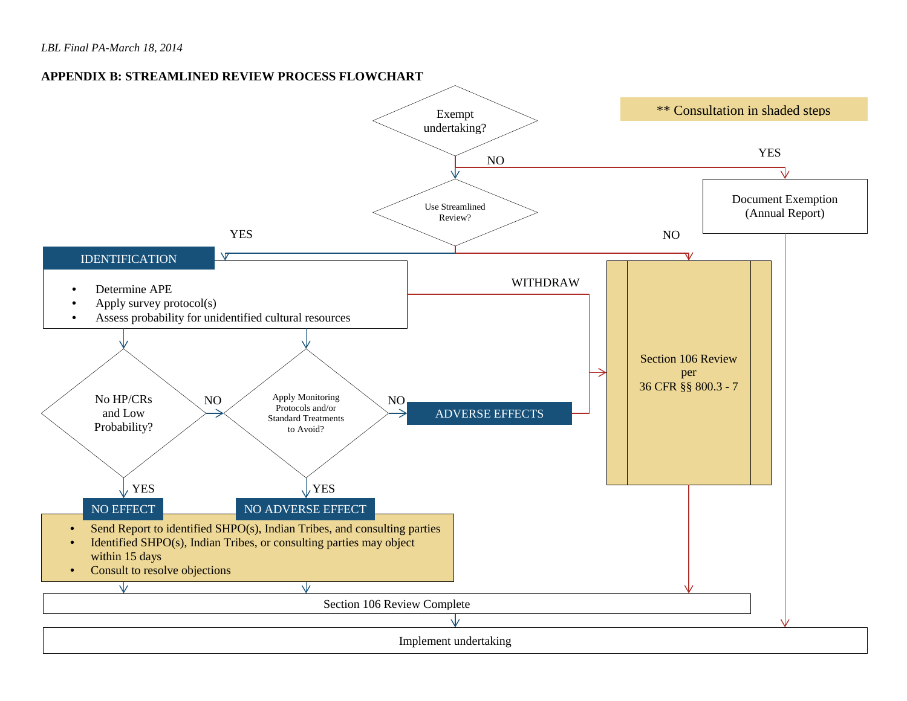## APPENDIX B: STREAMLINED REVIEW PROCESS FLOWCHART

** Consultation in shaded steps

**Exempt undertaking?**
- YES → Document Exemption (Annual Report) → Implement undertaking
- NO → Use Streamlined Review?

**Use Streamlined Review?**
- NO → Section 106 Review per 36 CFR §§ 800.3 - 7
- YES → IDENTIFICATION

**IDENTIFICATION**
- Determine APE
- Apply survey protocol(s)
- Assess probability for unidentified cultural resources

WITHDRAW → Section 106 Review per 36 CFR §§ 800.3 - 7

**No HP/CRs and Low Probability?**
- YES → NO EFFECT
- NO → Apply Monitoring Protocols and/or Standard Treatments to Avoid?

**Apply Monitoring Protocols and/or Standard Treatments to Avoid?**
- YES → NO ADVERSE EFFECT
- NO → ADVERSE EFFECTS → Section 106 Review per 36 CFR §§ 800.3 - 7

**NO EFFECT / NO ADVERSE EFFECT**
- Send Report to identified SHPO(s), Indian Tribes, and consulting parties
- Identified SHPO(s), Indian Tribes, or consulting parties may object within 15 days
- Consult to resolve objections

→ Section 106 Review Complete

**Section 106 Review per 36 CFR §§ 800.3 - 7** → Section 106 Review Complete

**Section 106 Review Complete** → Implement undertaking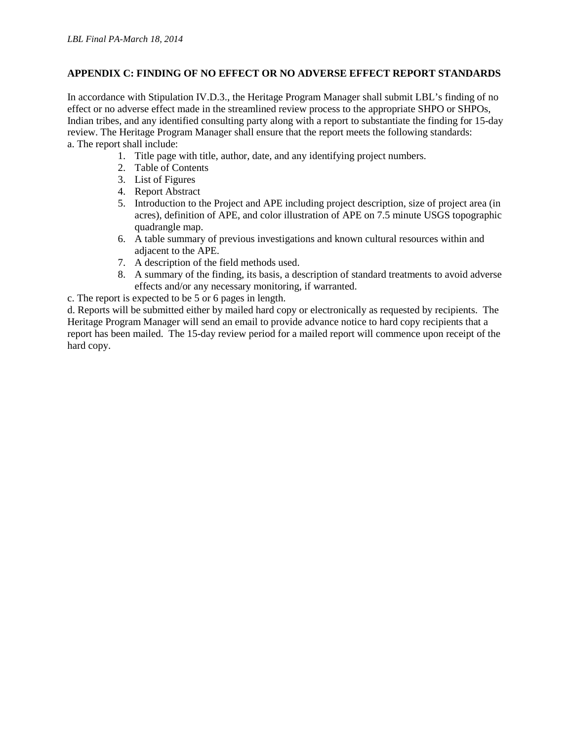## APPENDIX C: FINDING OF NO EFFECT OR NO ADVERSE EFFECT REPORT STANDARDS

In accordance with Stipulation IV.D.3., the Heritage Program Manager shall submit LBL's finding of no effect or no adverse effect made in the streamlined review process to the appropriate SHPO or SHPOs, Indian tribes, and any identified consulting party along with a report to substantiate the finding for 15-day review. The Heritage Program Manager shall ensure that the report meets the following standards:

a. The report shall include:

1. Title page with title, author, date, and any identifying project numbers.
2. Table of Contents
3. List of Figures
4. Report Abstract
5. Introduction to the Project and APE including project description, size of project area (in acres), definition of APE, and color illustration of APE on 7.5 minute USGS topographic quadrangle map.
6. A table summary of previous investigations and known cultural resources within and adjacent to the APE.
7. A description of the field methods used.
8. A summary of the finding, its basis, a description of standard treatments to avoid adverse effects and/or any necessary monitoring, if warranted.

c. The report is expected to be 5 or 6 pages in length.

d. Reports will be submitted either by mailed hard copy or electronically as requested by recipients. The Heritage Program Manager will send an email to provide advance notice to hard copy recipients that a report has been mailed. The 15-day review period for a mailed report will commence upon receipt of the hard copy.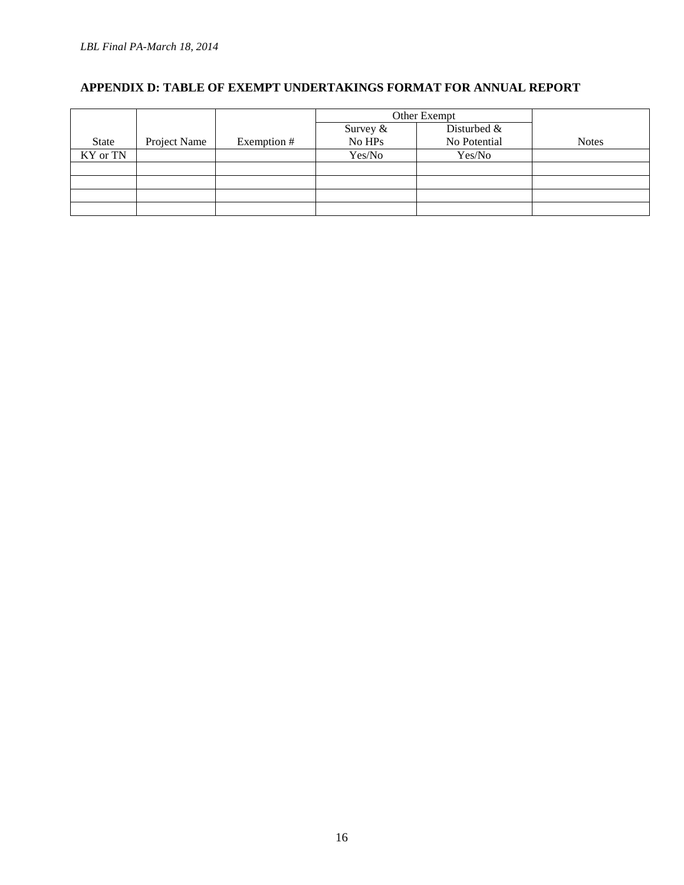## APPENDIX D: TABLE OF EXEMPT UNDERTAKINGS FORMAT FOR ANNUAL REPORT

| | | | Other Exempt | | |
|---|---|---|---|---|---|
| State | Project Name | Exemption # | Survey & No HPs | Disturbed & No Potential | Notes |
| KY or TN | | | Yes/No | Yes/No | |
| | | | | | |
| | | | | | |
| | | | | | |
| | | | | | |